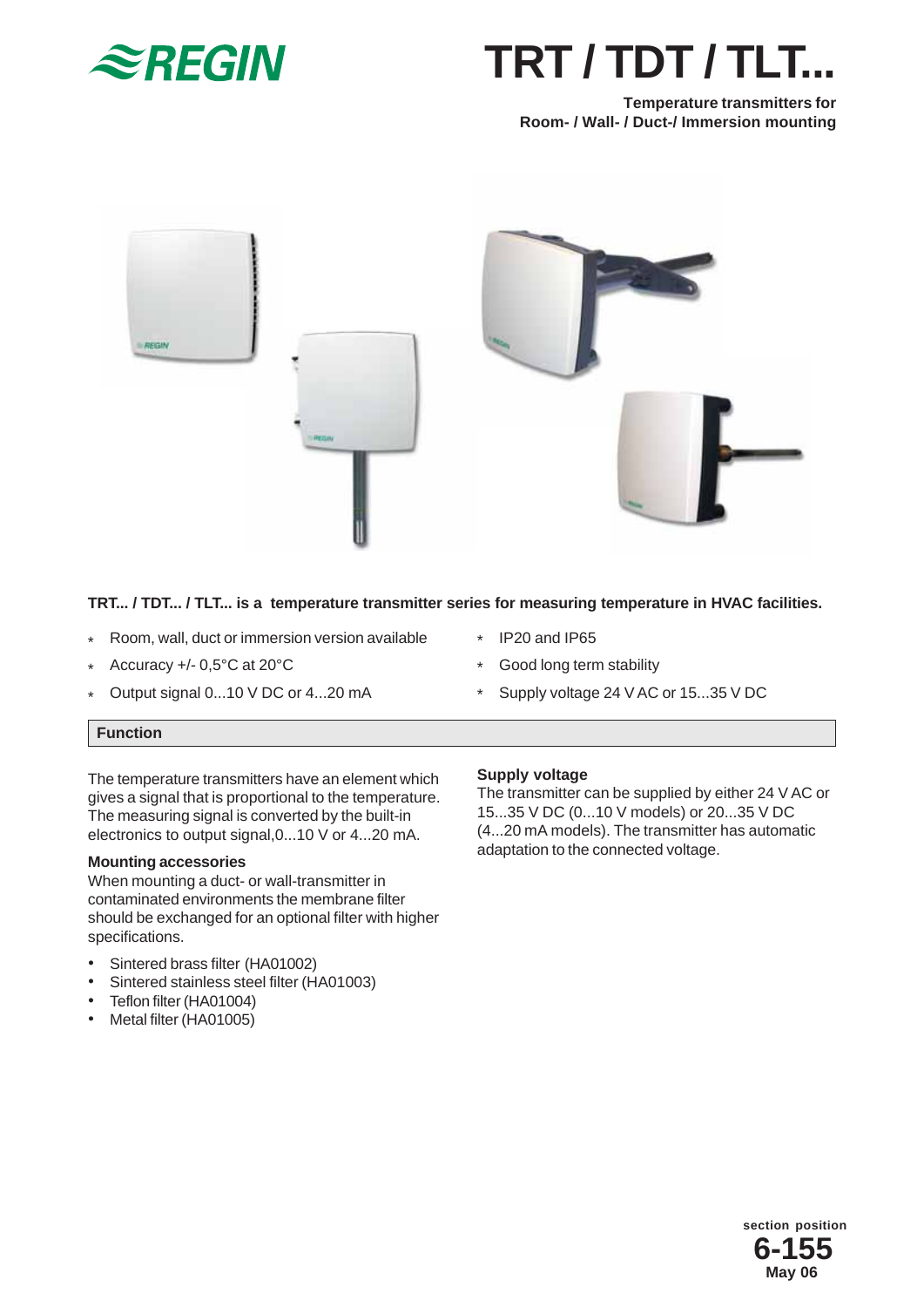# TRT / TDT / TLT...

**Temperature transmitters for Room- / Wall- / Duct-/ Immersion mounting**

**TRT... / TDT... / TLT... is a temperature transmitter series for measuring temperature in HVAC facilities.**

- Room, wall, duct or immersion version available
- Accuracy +/- 0,5°C at 20°C
- Output signal 0...10 V DC or 4...20 mA
- IP20 and IP65
- Good long term stability
- Supply voltage 24 V AC or 15...35 V DC

## Function

The temperature transmitters have an element which gives a signal that is proportional to the temperature. The measuring signal is converted by the built-in electronics to output signal,0...10 V or 4...20 mA.

### Mounting accessories

When mounting a duct- or wall-transmitter in contaminated environments the membrane filter should be exchanged for an optional filter with higher specifications.

- Sintered brass filter (HA01002)
- Sintered stainless steel filter (HA01003)
- Teflon filter (HA01004)
- Metal filter (HA01005)

### Supply voltage

The transmitter can be supplied by either 24 V AC or 15...35 V DC (0...10 V models) or 20...35 V DC (4...20 mA models). The transmitter has automatic adaptation to the connected voltage.

section position
**6-155**
May 06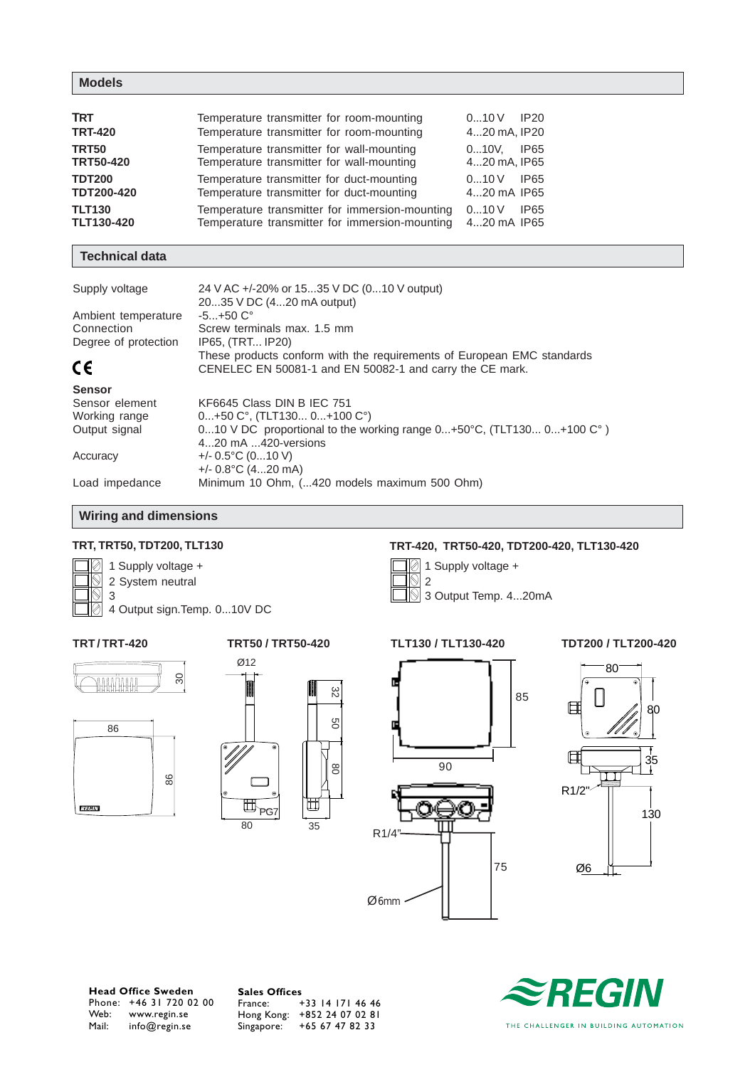## Models

| | | |
|---|---|---|
| **TRT** | Temperature transmitter for room-mounting | 0...10 V IP20 |
| **TRT-420** | Temperature transmitter for room-mounting | 4...20 mA, IP20 |
| **TRT50** | Temperature transmitter for wall-mounting | 0...10V, IP65 |
| **TRT50-420** | Temperature transmitter for wall-mounting | 4...20 mA, IP65 |
| **TDT200** | Temperature transmitter for duct-mounting | 0...10 V IP65 |
| **TDT200-420** | Temperature transmitter for duct-mounting | 4...20 mA IP65 |
| **TLT130** | Temperature transmitter for immersion-mounting | 0...10 V IP65 |
| **TLT130-420** | Temperature transmitter for immersion-mounting | 4...20 mA IP65 |

## Technical data

| | |
|---|---|
| Supply voltage | 24 V AC +/-20% or 15...35 V DC (0...10 V output)<br>20...35 V DC (4...20 mA output) |
| Ambient temperature | -5...+50 C° |
| Connection | Screw terminals max. 1.5 mm |
| Degree of protection | IP65, (TRT... IP20) |
| CE | These products conform with the requirements of European EMC standards CENELEC EN 50081-1 and EN 50082-1 and carry the CE mark. |

**Sensor**

| | |
|---|---|
| Sensor element | KF6645 Class DIN B IEC 751 |
| Working range | 0...+50 C°, (TLT130... 0...+100 C°) |
| Output signal | 0...10 V DC proportional to the working range 0...+50°C, (TLT130... 0...+100 C° )<br>4...20 mA ...420-versions |
| Accuracy | +/- 0.5°C (0...10 V)<br>+/- 0.8°C (4...20 mA) |
| Load impedance | Minimum 10 Ohm, (...420 models maximum 500 Ohm) |

## Wiring and dimensions

**TRT, TRT50, TDT200, TLT130**

1 Supply voltage +
2 System neutral
3
4 Output sign.Temp. 0...10V DC

**TRT-420, TRT50-420, TDT200-420, TLT130-420**

1 Supply voltage +
2
3 Output Temp. 4...20mA

**TRT / TRT-420**

30
86
86

**TRT50 / TRT50-420**

Ø12
32
50
80
PG7
80
35

**TLT130 / TLT130-420**

85
90
R1/4"
75
Ø6mm

**TDT200 / TLT200-420**

80
80
35
R1/2"
130
Ø6

**Head Office Sweden**
Phone: +46 31 720 02 00
Web: www.regin.se
Mail: info@regin.se

**Sales Offices**
France: +33 14 171 46 46
Hong Kong: +852 24 07 02 81
Singapore: +65 67 47 82 33

REGIN
THE CHALLENGER IN BUILDING AUTOMATION